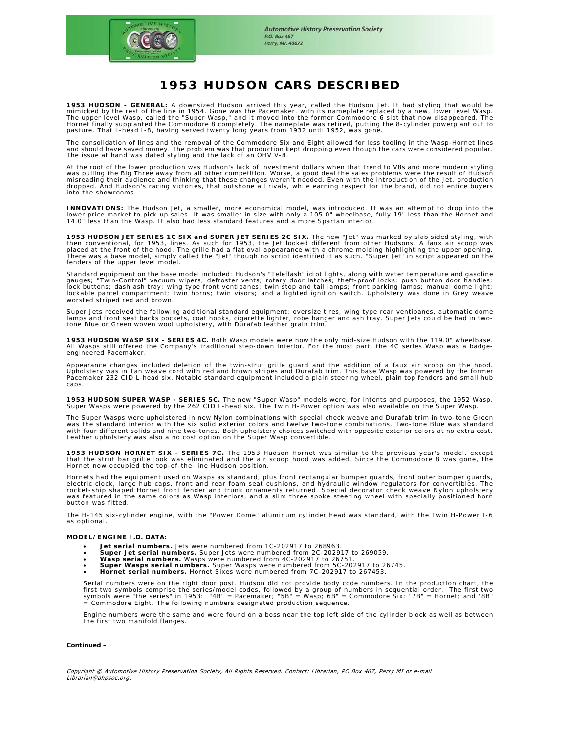# 1953 HUDSON CARS DESCRIBED

**1953 HUDSON - GENERAL:** A downsized Hudson arrived this year, called the Hudson Jet. It had styling that would be mimicked by the rest of the line in 1954. Gone was the Pacemaker. with its nameplate replaced by a new, lower level Wasp. The upper level Wasp, called the "Super Wasp," and it moved into the former Commodore 6 slot that now disappeared. The Hornet finally supplanted the Commodore 8 completely. The nameplate was retired, putting the 8-cylinder powerplant out to pasture. That L-head I-8, having served twenty long years from 1932 until 1952, was gone.

The consolidation of lines and the removal of the Commodore Six and Eight allowed for less tooling in the Wasp-Hornet lines and should have saved money. The problem was that production kept dropping even though the cars were considered popular. The issue at hand was dated styling and the lack of an OHV V-8.

At the root of the lower production was Hudson's lack of investment dollars when that trend to V8s and more modern styling was pulling the Big Three away from all other competition. Worse, a good deal the sales problems were the result of Hudson misreading their audience and thinking that these changes weren't needed. Even with the introduction of the Jet, production dropped. And Hudson's racing victories, that outshone all rivals, while earning respect for the brand, did not entice buyers into the showrooms.

**INNOVATIONS:** The Hudson Jet, a smaller, more economical model, was introduced. It was an attempt to drop into the lower price market to pick up sales. It was smaller in size with only a 105.0" wheelbase, fully 19" less than the Hornet and 14.0" less than the Wasp. It also had less standard features and a more Spartan interior.

**1953 HUDSON JET SERIES 1C SIX and SUPER JET SERIES 2C SIX.** The new "Jet" was marked by slab sided styling, with then conventional, for 1953, lines. As such for 1953, the Jet looked different from other Hudsons. A faux air scoop was placed at the front of the hood. The grille had a flat oval appearance with a chrome molding highlighting the upper opening. There was a base model, simply called the "Jet" though no script identified it as such. "Super Jet" in script appeared on the fenders of the upper level model.

Standard equipment on the base model included: Hudson's "Teleflash" idiot lights, along with water temperature and gasoline gauges; "Twin-Control" vacuum wipers; defroster vents; rotary door latches; theft-proof locks; push button door handles; lock buttons; dash ash tray; wing type front ventipanes; twin stop and tail lamps; front parking lamps; manual dome light; lockable parcel compartment; twin horns; twin visors; and a lighted ignition switch. Upholstery was done in Grey weave worsted striped red and brown.

Super Jets received the following additional standard equipment: oversize tires, wing type rear ventipanes, automatic dome lamps and front seat backs pockets, coat hooks, cigarette lighter, robe hanger and ash tray. Super Jets could be had in two-tone Blue or Green woven wool upholstery, with Durafab leather grain trim.

**1953 HUDSON WASP SIX - SERIES 4C.** Both Wasp models were now the only mid-size Hudson with the 119.0" wheelbase. All Wasps still offered the Company's traditional step-down interior. For the most part, the 4C series Wasp was a badge-engineered Pacemaker.

Appearance changes included deletion of the twin-strut grille guard and the addition of a faux air scoop on the hood. Upholstery was in Tan weave cord with red and brown stripes and Durafab trim. This base Wasp was powered by the former Pacemaker 232 CID L-head six. Notable standard equipment included a plain steering wheel, plain top fenders and small hub caps.

**1953 HUDSON SUPER WASP - SERIES 5C.** The new "Super Wasp" models were, for intents and purposes, the 1952 Wasp. Super Wasps were powered by the 262 CID L-head six. The Twin H-Power option was also available on the Super Wasp.

The Super Wasps were upholstered in new Nylon combinations with special check weave and Durafab trim in two-tone Green was the standard interior with the six solid exterior colors and twelve two-tone combinations. Two-tone Blue was standard with four different solids and nine two-tones. Both upholstery choices switched with opposite exterior colors at no extra cost. Leather upholstery was also a no cost option on the Super Wasp convertible.

**1953 HUDSON HORNET SIX - SERIES 7C.** The 1953 Hudson Hornet was similar to the previous year's model, except that the strut bar grille look was eliminated and the air scoop hood was added. Since the Commodore 8 was gone, the Hornet now occupied the top-of-the-line Hudson position.

Hornets had the equipment used on Wasps as standard, plus front rectangular bumper guards, front outer bumper guards, electric clock, large hub caps, front and rear foam seat cushions, and hydraulic window regulators for convertibles. The rocket-ship shaped Hornet front fender and trunk ornaments returned. Special decorator check weave Nylon upholstery was featured in the same colors as Wasp interiors, and a slim three spoke steering wheel with specially positioned horn button was fitted.

The H-145 six-cylinder engine, with the "Power Dome" aluminum cylinder head was standard, with the Twin H-Power I-6 as optional.

**MODEL/ENGINE I.D. DATA:**

- **Jet serial numbers.** Jets were numbered from 1C-202917 to 268963.
- **Super Jet serial numbers.** Super Jets were numbered from 2C-202917 to 269059.
- **Wasp serial numbers.** Wasps were numbered from 4C-202917 to 26751.
- **Super Wasps serial numbers.** Super Wasps were numbered from 5C-202917 to 26745.
- **Hornet serial numbers.** Hornet Sixes were numbered from 7C-202917 to 267453.

Serial numbers were on the right door post. Hudson did not provide body code numbers. In the production chart, the first two symbols comprise the series/model codes, followed by a group of numbers in sequential order. The first two symbols were "the series" in 1953: "4B" = Pacemaker; "5B" = Wasp; 6B" = Commodore Six; "7B" = Hornet; and "8B" = Commodore Eight. The following numbers designated production sequence.

Engine numbers were the same and were found on a boss near the top left side of the cylinder block as well as between the first two manifold flanges.

**Continued –**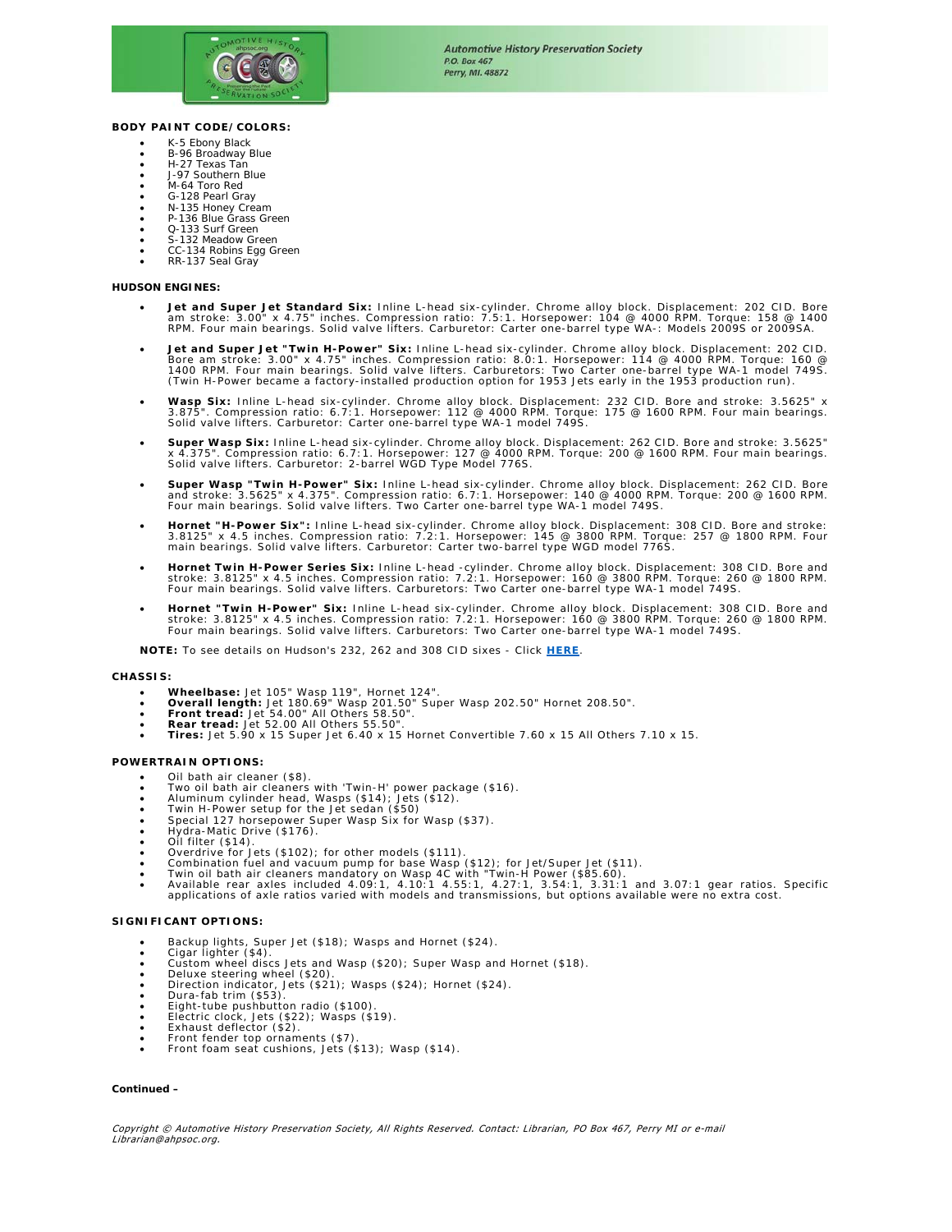**BODY PAINT CODE/COLORS:**

- K-5 Ebony Black
- B-96 Broadway Blue
- H-27 Texas Tan
- J-97 Southern Blue
- M-64 Toro Red
- G-128 Pearl Gray
- N-135 Honey Cream
- P-136 Blue Grass Green
- Q-133 Surf Green
- S-132 Meadow Green
- CC-134 Robins Egg Green
- RR-137 Seal Gray

**HUDSON ENGINES:**

- **Jet and Super Jet Standard Six:** Inline L-head six-cylinder. Chrome alloy block. Displacement: 202 CID. Bore am stroke: 3.00" x 4.75" inches. Compression ratio: 7.5:1. Horsepower: 104 @ 4000 RPM. Torque: 158 @ 1400 RPM. Four main bearings. Solid valve lifters. Carburetor: Carter one-barrel type WA-: Models 2009S or 2009SA.

- **Jet and Super Jet "Twin H-Power" Six:** Inline L-head six-cylinder. Chrome alloy block. Displacement: 202 CID. Bore am stroke: 3.00" x 4.75" inches. Compression ratio: 8.0:1. Horsepower: 114 @ 4000 RPM. Torque: 160 @ 1400 RPM. Four main bearings. Solid valve lifters. Carburetors: Two Carter one-barrel type WA-1 model 749S. (Twin H-Power became a factory-installed production option for 1953 Jets early in the 1953 production run).

- **Wasp Six:** Inline L-head six-cylinder. Chrome alloy block. Displacement: 232 CID. Bore and stroke: 3.5625" x 3.875". Compression ratio: 6.7:1. Horsepower: 112 @ 4000 RPM. Torque: 175 @ 1600 RPM. Four main bearings. Solid valve lifters. Carburetor: Carter one-barrel type WA-1 model 749S.

- **Super Wasp Six:** Inline L-head six-cylinder. Chrome alloy block. Displacement: 262 CID. Bore and stroke: 3.5625" x 4.375". Compression ratio: 6.7:1. Horsepower: 127 @ 4000 RPM. Torque: 200 @ 1600 RPM. Four main bearings. Solid valve lifters. Carburetor: 2-barrel WGD Type Model 776S.

- **Super Wasp "Twin H-Power" Six:** Inline L-head six-cylinder. Chrome alloy block. Displacement: 262 CID. Bore and stroke: 3.5625" x 4.375". Compression ratio: 6.7:1. Horsepower: 140 @ 4000 RPM. Torque: 200 @ 1600 RPM. Four main bearings. Solid valve lifters. Two Carter one-barrel type WA-1 model 749S.

- **Hornet "H-Power Six":** Inline L-head six-cylinder. Chrome alloy block. Displacement: 308 CID. Bore and stroke: 3.8125" x 4.5 inches. Compression ratio: 7.2:1. Horsepower: 145 @ 3800 RPM. Torque: 257 @ 1800 RPM. Four main bearings. Solid valve lifters. Carburetor: Carter two-barrel type WGD model 776S.

- **Hornet Twin H-Power Series Six:** Inline L-head -cylinder. Chrome alloy block. Displacement: 308 CID. Bore and stroke: 3.8125" x 4.5 inches. Compression ratio: 7.2:1. Horsepower: 160 @ 3800 RPM. Torque: 260 @ 1800 RPM. Four main bearings. Solid valve lifters. Carburetors: Two Carter one-barrel type WA-1 model 749S.

- **Hornet "Twin H-Power" Six:** Inline L-head six-cylinder. Chrome alloy block. Displacement: 308 CID. Bore and stroke: 3.8125" x 4.5 inches. Compression ratio: 7.2:1. Horsepower: 160 @ 3800 RPM. Torque: 260 @ 1800 RPM. Four main bearings. Solid valve lifters. Carburetors: Two Carter one-barrel type WA-1 model 749S.

**NOTE:** To see details on Hudson's 232, 262 and 308 CID sixes - Click **HERE**.

**CHASSIS:**

- **Wheelbase:** Jet 105" Wasp 119", Hornet 124".
- **Overall length:** Jet 180.69" Wasp 201.50" Super Wasp 202.50" Hornet 208.50".
- **Front tread:** Jet 54.00" All Others 58.50".
- **Rear tread:** Jet 52.00 All Others 55.50".
- **Tires:** Jet 5.90 x 15 Super Jet 6.40 x 15 Hornet Convertible 7.60 x 15 All Others 7.10 x 15.

**POWERTRAIN OPTIONS:**

- Oil bath air cleaner ($8).
- Two oil bath air cleaners with 'Twin-H' power package ($16).
- Aluminum cylinder head, Wasps ($14); Jets ($12).
- Twin H-Power setup for the Jet sedan ($50)
- Special 127 horsepower Super Wasp Six for Wasp ($37).
- Hydra-Matic Drive ($176).
- Oil filter ($14).
- Overdrive for Jets ($102); for other models ($111).
- Combination fuel and vacuum pump for base Wasp ($12); for Jet/Super Jet ($11).
- Twin oil bath air cleaners mandatory on Wasp 4C with "Twin-H Power ($85.60).
- Available rear axles included 4.09:1, 4.10:1 4.55:1, 4.27:1, 3.54:1, 3.31:1 and 3.07:1 gear ratios. Specific applications of axle ratios varied with models and transmissions, but options available were no extra cost.

**SIGNIFICANT OPTIONS:**

- Backup lights, Super Jet ($18); Wasps and Hornet ($24).
- Cigar lighter ($4).
- Custom wheel discs Jets and Wasp ($20); Super Wasp and Hornet ($18).
- Deluxe steering wheel ($20).
- Direction indicator, Jets ($21); Wasps ($24); Hornet ($24).
- Dura-fab trim ($53).
- Eight-tube pushbutton radio ($100).
- Electric clock, Jets ($22); Wasps ($19).
- Exhaust deflector ($2).
- Front fender top ornaments ($7).
- Front foam seat cushions, Jets ($13); Wasp ($14).

**Continued –**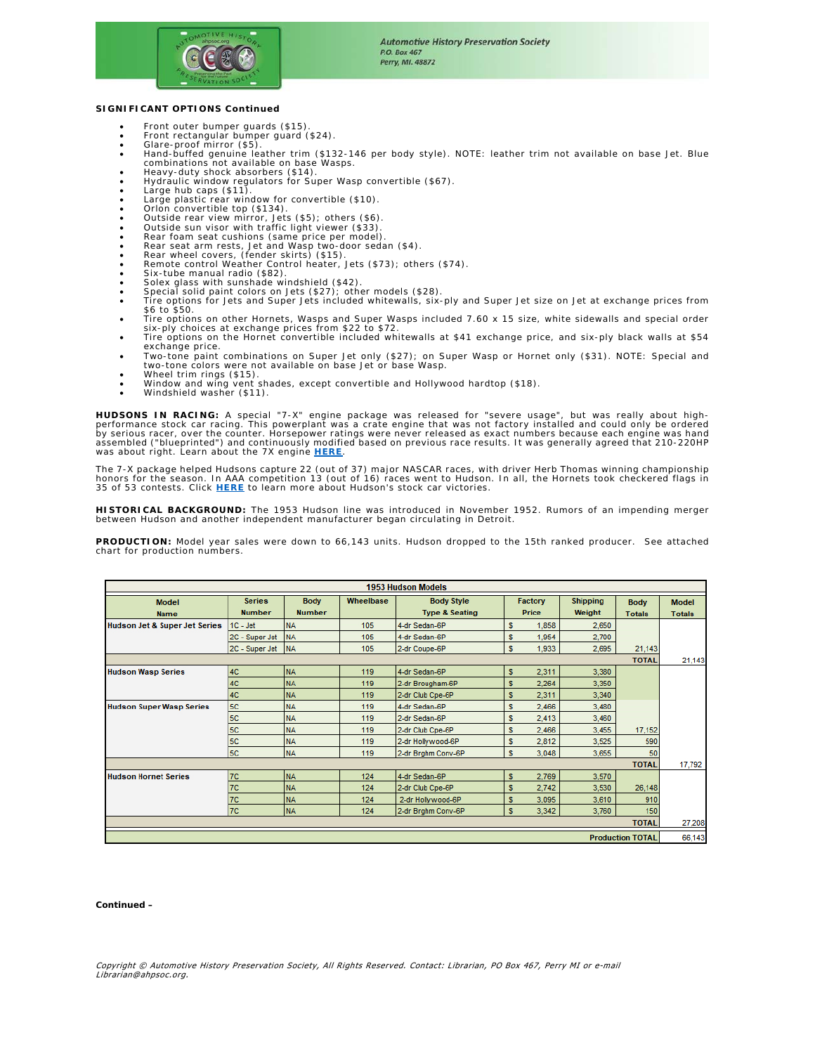**SIGNIFICANT OPTIONS Continued**

- Front outer bumper guards ($15).
- Front rectangular bumper guard ($24).
- Glare-proof mirror ($5).
- Hand-buffed genuine leather trim ($132-146 per body style). NOTE: leather trim not available on base Jet. Blue combinations not available on base Wasps.
- Heavy-duty shock absorbers ($14).
- Hydraulic window regulators for Super Wasp convertible ($67).
- Large hub caps ($11).
- Large plastic rear window for convertible ($10).
- Orlon convertible top ($134).
- Outside rear view mirror, Jets ($5); others ($6).
- Outside sun visor with traffic light viewer ($33).
- Rear foam seat cushions (same price per model).
- Rear seat arm rests, Jet and Wasp two-door sedan ($4).
- Rear wheel covers, (fender skirts) ($15).
- Remote control Weather Control heater, Jets ($73); others ($74).
- Six-tube manual radio ($82).
- Solex glass with sunshade windshield ($42).
- Special solid paint colors on Jets ($27); other models ($28).
- Tire options for Jets and Super Jets included whitewalls, six-ply and Super Jet size on Jet at exchange prices from $6 to $50.
- Tire options on other Hornets, Wasps and Super Wasps included 7.60 x 15 size, white sidewalls and special order six-ply choices at exchange prices from $22 to $72.
- Tire options on the Hornet convertible included whitewalls at $41 exchange price, and six-ply black walls at $54 exchange price.
- Two-tone paint combinations on Super Jet only ($27); on Super Wasp or Hornet only ($31). NOTE: Special and two-tone colors were not available on base Jet or base Wasp.
- Wheel trim rings ($15).
- Window and wing vent shades, except convertible and Hollywood hardtop ($18).
- Windshield washer ($11).

**HUDSONS IN RACING:** A special "7-X" engine package was released for "severe usage", but was really about high-performance stock car racing. This powerplant was a crate engine that was not factory installed and could only be ordered by serious racer, over the counter. Horsepower ratings were never released as exact numbers because each engine was hand assembled ("blueprinted") and continuously modified based on previous race results. It was generally agreed that 210-220HP was about right. Learn about the 7X engine **HERE**.

The 7-X package helped Hudsons capture 22 (out of 37) major NASCAR races, with driver Herb Thomas winning championship honors for the season. In AAA competition 13 (out of 16) races went to Hudson. In all, the Hornets took checkered flags in 35 of 53 contests. Click **HERE** to learn more about Hudson's stock car victories.

**HISTORICAL BACKGROUND:** The 1953 Hudson line was introduced in November 1952. Rumors of an impending merger between Hudson and another independent manufacturer began circulating in Detroit.

**PRODUCTION:** Model year sales were down to 66,143 units. Hudson dropped to the 15th ranked producer. See attached chart for production numbers.

| 1953 Hudson Models | | | | | | | | |
|---|---|---|---|---|---|---|---|---|
| Model Name | Series Number | Body Number | Wheelbase | Body Style Type & Seating | Factory Price | Shipping Weight | Body Totals | Model Totals |
| Hudson Jet & Super Jet Series | 1C - Jet | NA | 105 | 4-dr Sedan-6P | $ 1,858 | 2,650 | | |
| | 2C - Super Jet | NA | 105 | 4-dr Sedan-6P | $ 1,954 | 2,700 | | |
| | 2C - Super Jet | NA | 105 | 2-dr Coupe-6P | $ 1,933 | 2,695 | 21,143 | |
| | | | | | | | TOTAL | 21,143 |
| Hudson Wasp Series | 4C | NA | 119 | 4-dr Sedan-6P | $ 2,311 | 3,380 | | |
| | 4C | NA | 119 | 2-dr Brougham-6P | $ 2,264 | 3,350 | | |
| | 4C | NA | 119 | 2-dr Club Cpe-6P | $ 2,311 | 3,340 | | |
| Hudson Super Wasp Series | 5C | NA | 119 | 4-dr Sedan-6P | $ 2,466 | 3,480 | | |
| | 5C | NA | 119 | 2-dr Sedan-6P | $ 2,413 | 3,460 | | |
| | 5C | NA | 119 | 2-dr Club Cpe-6P | $ 2,466 | 3,455 | 17,152 | |
| | 5C | NA | 119 | 2-dr Hollywood-6P | $ 2,812 | 3,525 | 590 | |
| | 5C | NA | 119 | 2-dr Brghm Conv-6P | $ 3,048 | 3,655 | 50 | |
| | | | | | | | TOTAL | 17,792 |
| Hudson Hornet Series | 7C | NA | 124 | 4-dr Sedan-6P | $ 2,769 | 3,570 | | |
| | 7C | NA | 124 | 2-dr Club Cpe-6P | $ 2,742 | 3,530 | 26,148 | |
| | 7C | NA | 124 | 2-dr Hollywood-6P | $ 3,095 | 3,610 | 910 | |
| | 7C | NA | 124 | 2-dr Brghm Conv-6P | $ 3,342 | 3,760 | 150 | |
| | | | | | | | TOTAL | 27,208 |
| | | | | | | | Production TOTAL | 66,143 |

**Continued –**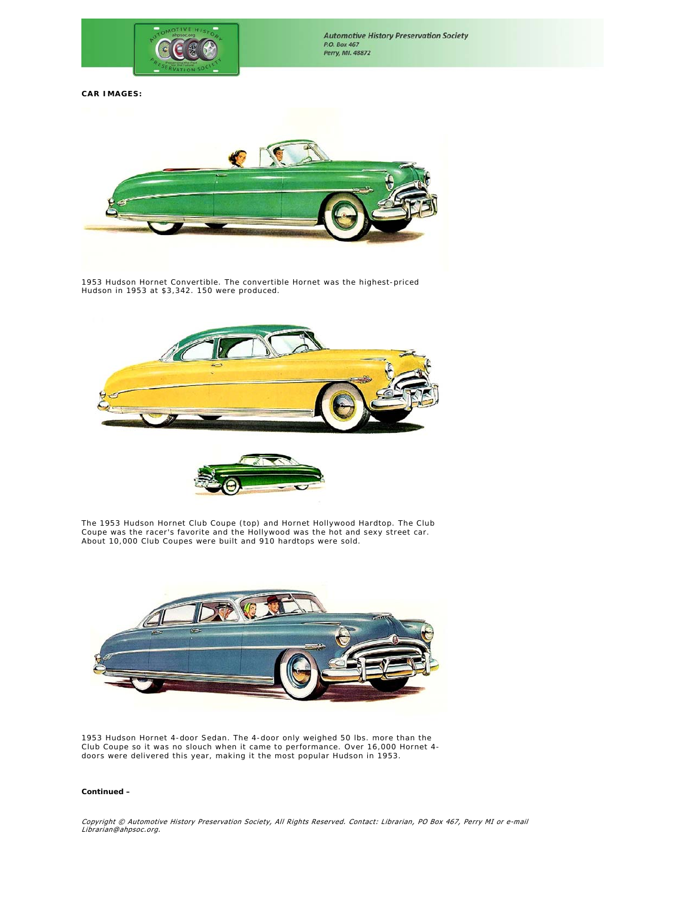**CAR IMAGES:**

1953 Hudson Hornet Convertible. The convertible Hornet was the highest-priced Hudson in 1953 at $3,342. 150 were produced.

The 1953 Hudson Hornet Club Coupe (top) and Hornet Hollywood Hardtop. The Club Coupe was the racer's favorite and the Hollywood was the hot and sexy street car. About 10,000 Club Coupes were built and 910 hardtops were sold.

1953 Hudson Hornet 4-door Sedan. The 4-door only weighed 50 lbs. more than the Club Coupe so it was no slouch when it came to performance. Over 16,000 Hornet 4-doors were delivered this year, making it the most popular Hudson in 1953.

**Continued –**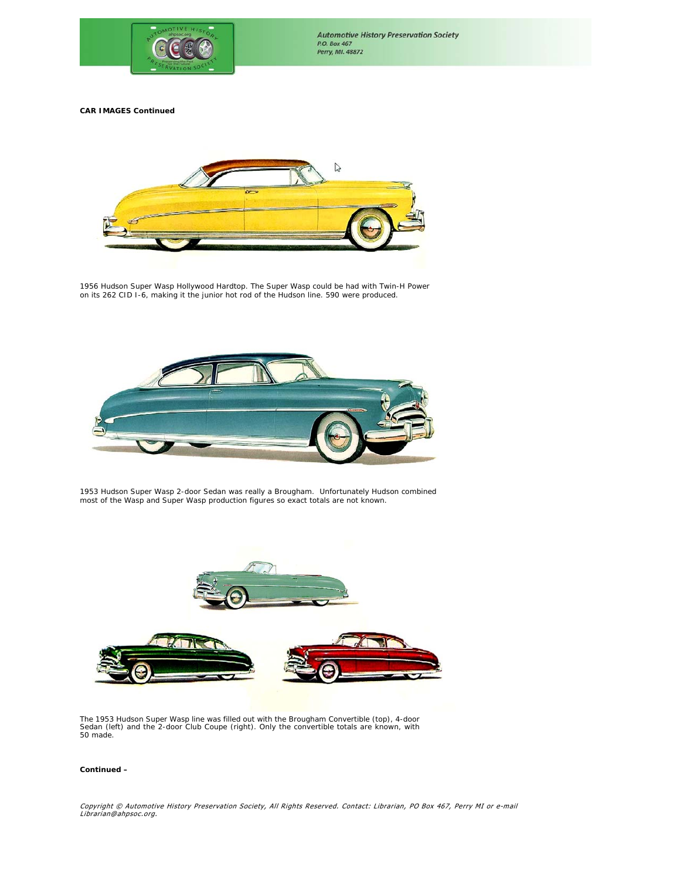**CAR IMAGES Continued**

1956 Hudson Super Wasp Hollywood Hardtop. The Super Wasp could be had with Twin-H Power on its 262 CID I-6, making it the junior hot rod of the Hudson line. 590 were produced.

1953 Hudson Super Wasp 2-door Sedan was really a Brougham. Unfortunately Hudson combined most of the Wasp and Super Wasp production figures so exact totals are not known.

The 1953 Hudson Super Wasp line was filled out with the Brougham Convertible (top), 4-door Sedan (left) and the 2-door Club Coupe (right). Only the convertible totals are known, with 50 made.

**Continued –**

*Copyright © Automotive History Preservation Society, All Rights Reserved. Contact: Librarian, PO Box 467, Perry MI or e-mail Librarian@ahpsoc.org.*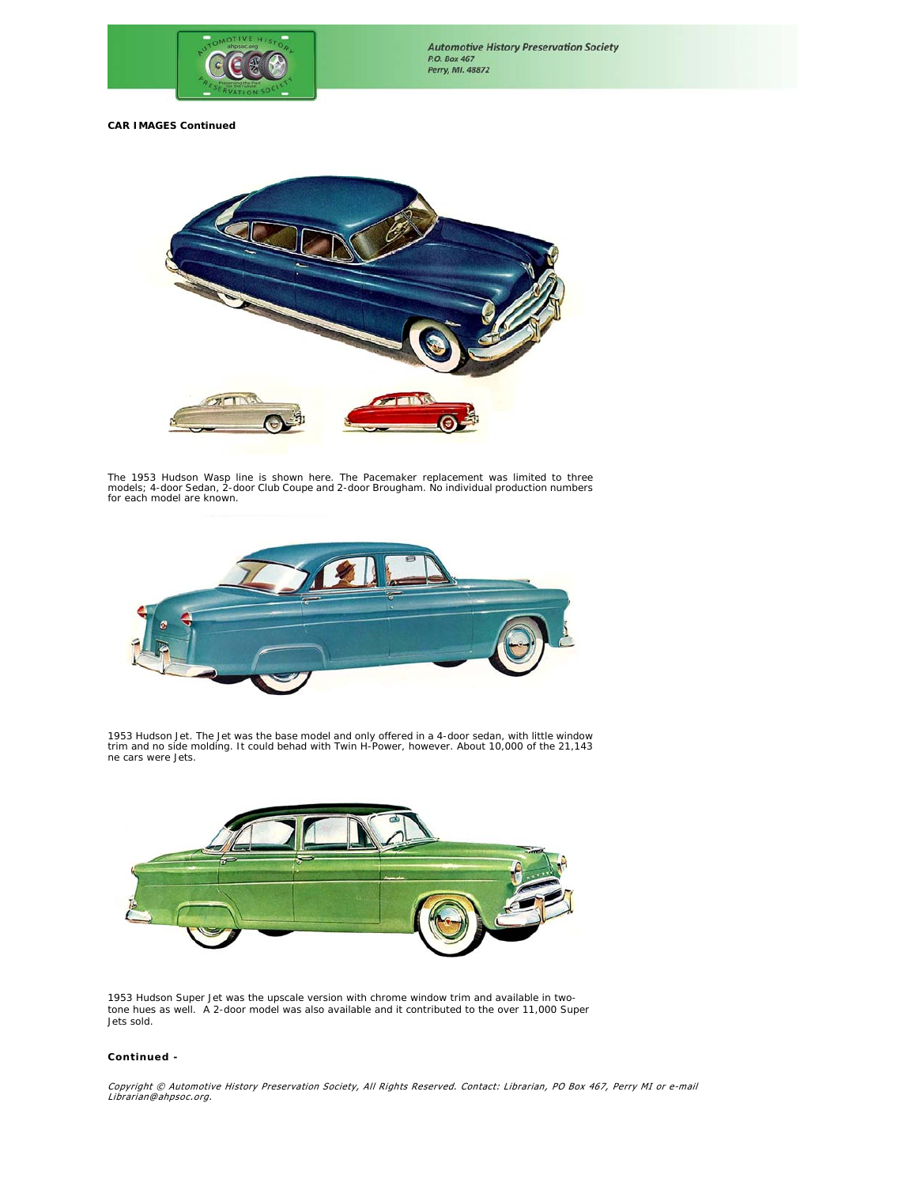**CAR IMAGES Continued**

The 1953 Hudson Wasp line is shown here. The Pacemaker replacement was limited to three models; 4-door Sedan, 2-door Club Coupe and 2-door Brougham. No individual production numbers for each model are known.

1953 Hudson Jet. The Jet was the base model and only offered in a 4-door sedan, with little window trim and no side molding. It could behad with Twin H-Power, however. About 10,000 of the 21,143 ne cars were Jets.

1953 Hudson Super Jet was the upscale version with chrome window trim and available in two-tone hues as well. A 2-door model was also available and it contributed to the over 11,000 Super Jets sold.

**Continued -**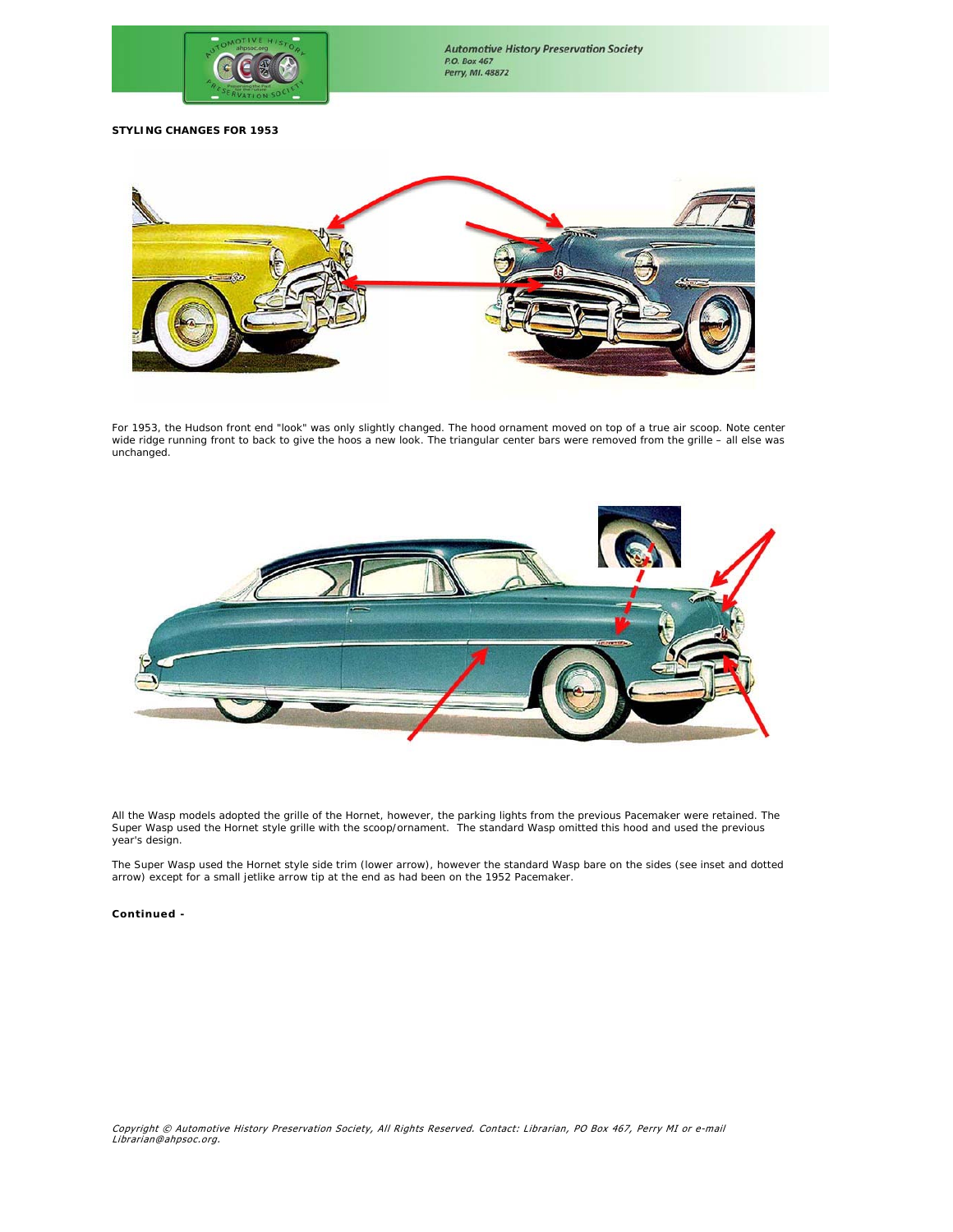**STYLING CHANGES FOR 1953**

For 1953, the Hudson front end "look" was only slightly changed. The hood ornament moved on top of a true air scoop. Note center wide ridge running front to back to give the hoos a new look. The triangular center bars were removed from the grille – all else was unchanged.

All the Wasp models adopted the grille of the Hornet, however, the parking lights from the previous Pacemaker were retained. The Super Wasp used the Hornet style grille with the scoop/ornament. The standard Wasp omitted this hood and used the previous year's design.

The Super Wasp used the Hornet style side trim (lower arrow), however the standard Wasp bare on the sides (see inset and dotted arrow) except for a small jetlike arrow tip at the end as had been on the 1952 Pacemaker.

**Continued -**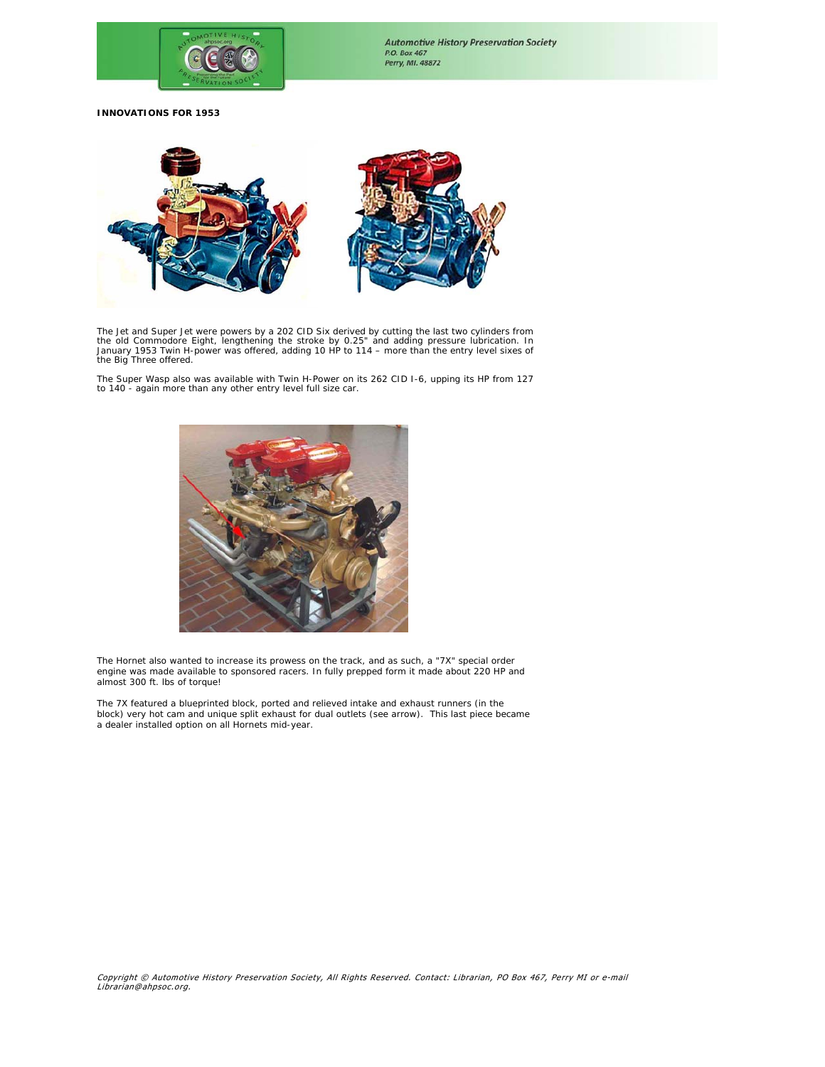**INNOVATIONS FOR 1953**

The Jet and Super Jet were powers by a 202 CID Six derived by cutting the last two cylinders from the old Commodore Eight, lengthening the stroke by 0.25" and adding pressure lubrication. In January 1953 Twin H-power was offered, adding 10 HP to 114 – more than the entry level sixes of the Big Three offered.

The Super Wasp also was available with Twin H-Power on its 262 CID I-6, upping its HP from 127 to 140 - again more than any other entry level full size car.

The Hornet also wanted to increase its prowess on the track, and as such, a "7X" special order engine was made available to sponsored racers. In fully prepped form it made about 220 HP and almost 300 ft. lbs of torque!

The 7X featured a blueprinted block, ported and relieved intake and exhaust runners (in the block) very hot cam and unique split exhaust for dual outlets (see arrow). This last piece became a dealer installed option on all Hornets mid-year.